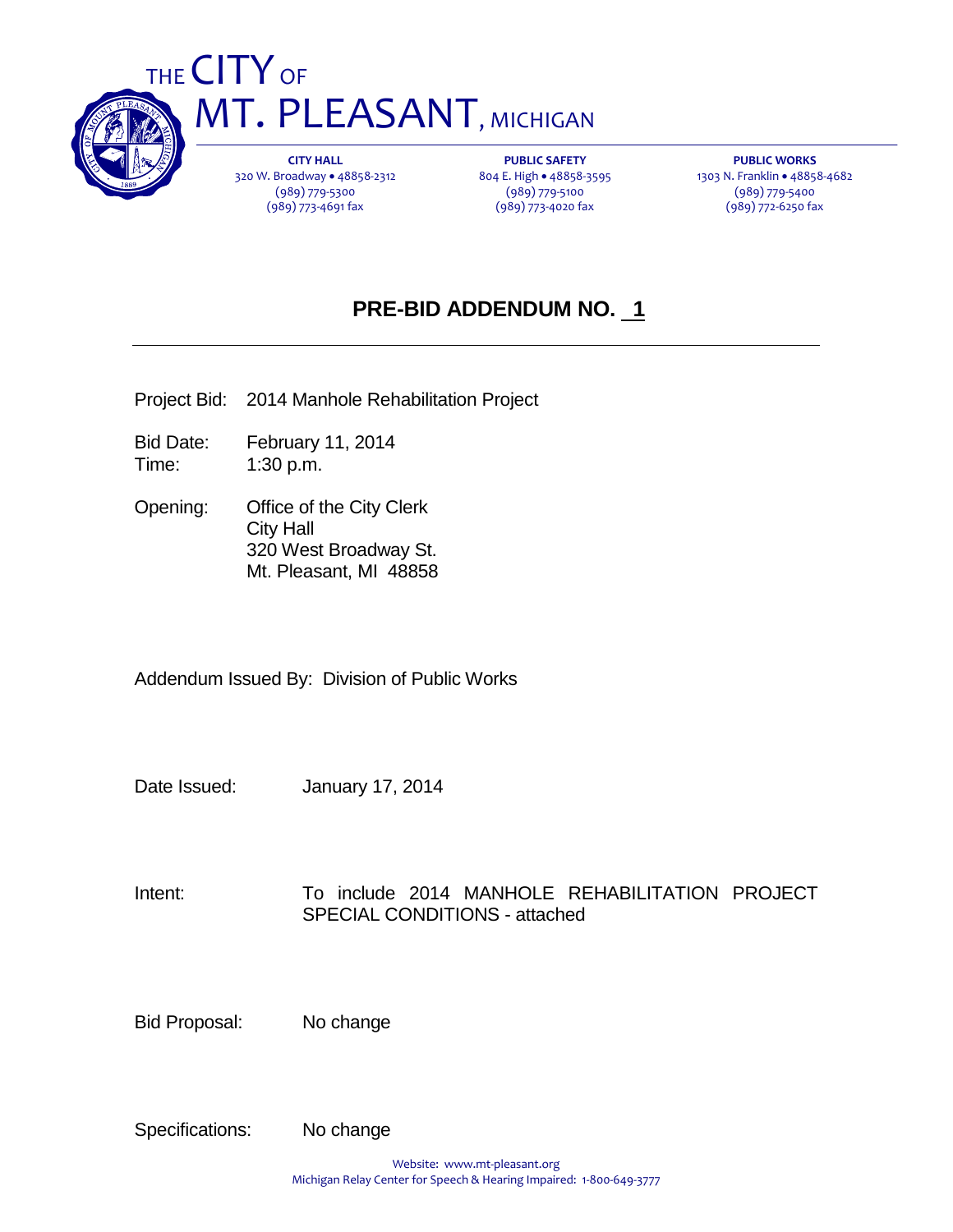# THE CITY OF MT. PLEASANT, MICHIGAN

**CITY HALL**
320 W. Broadway • 48858-2312
(989) 779-5300
(989) 773-4691 fax

**PUBLIC SAFETY**
804 E. High • 48858-3595
(989) 779-5100
(989) 773-4020 fax

**PUBLIC WORKS**
1303 N. Franklin • 48858-4682
(989) 779-5400
(989) 772-6250 fax

## PRE-BID ADDENDUM NO. 1

Project Bid: 2014 Manhole Rehabilitation Project

Bid Date: February 11, 2014
Time: 1:30 p.m.

Opening: Office of the City Clerk
City Hall
320 West Broadway St.
Mt. Pleasant, MI 48858

Addendum Issued By: Division of Public Works

Date Issued: January 17, 2014

Intent: To include 2014 MANHOLE REHABILITATION PROJECT SPECIAL CONDITIONS - attached

Bid Proposal: No change

Specifications: No change

Website: www.mt-pleasant.org
Michigan Relay Center for Speech & Hearing Impaired: 1-800-649-3777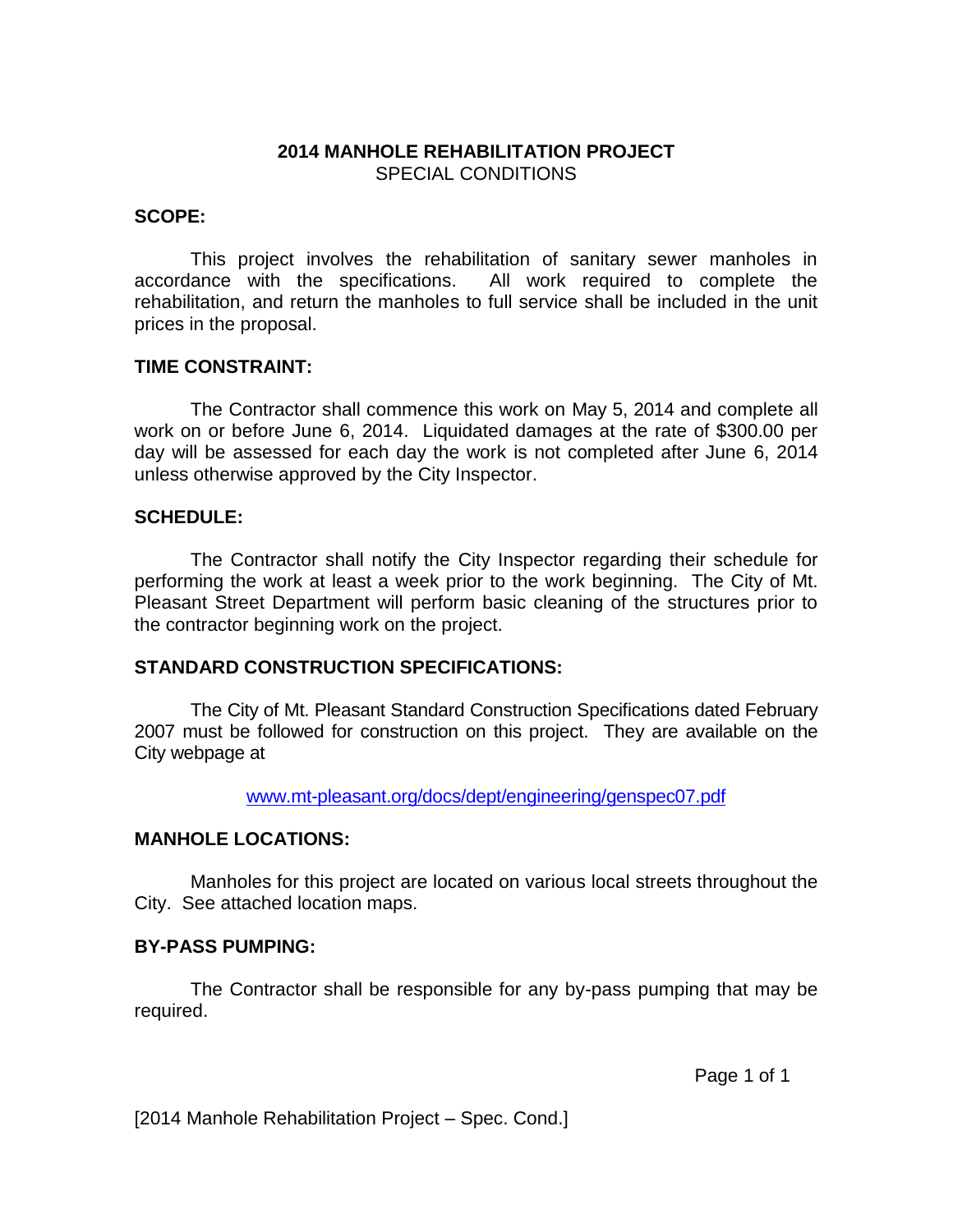# 2014 MANHOLE REHABILITATION PROJECT

SPECIAL CONDITIONS

## SCOPE:

This project involves the rehabilitation of sanitary sewer manholes in accordance with the specifications. All work required to complete the rehabilitation, and return the manholes to full service shall be included in the unit prices in the proposal.

## TIME CONSTRAINT:

The Contractor shall commence this work on May 5, 2014 and complete all work on or before June 6, 2014. Liquidated damages at the rate of $300.00 per day will be assessed for each day the work is not completed after June 6, 2014 unless otherwise approved by the City Inspector.

## SCHEDULE:

The Contractor shall notify the City Inspector regarding their schedule for performing the work at least a week prior to the work beginning. The City of Mt. Pleasant Street Department will perform basic cleaning of the structures prior to the contractor beginning work on the project.

## STANDARD CONSTRUCTION SPECIFICATIONS:

The City of Mt. Pleasant Standard Construction Specifications dated February 2007 must be followed for construction on this project. They are available on the City webpage at

www.mt-pleasant.org/docs/dept/engineering/genspec07.pdf

## MANHOLE LOCATIONS:

Manholes for this project are located on various local streets throughout the City. See attached location maps.

## BY-PASS PUMPING:

The Contractor shall be responsible for any by-pass pumping that may be required.

[2014 Manhole Rehabilitation Project – Spec. Cond.]